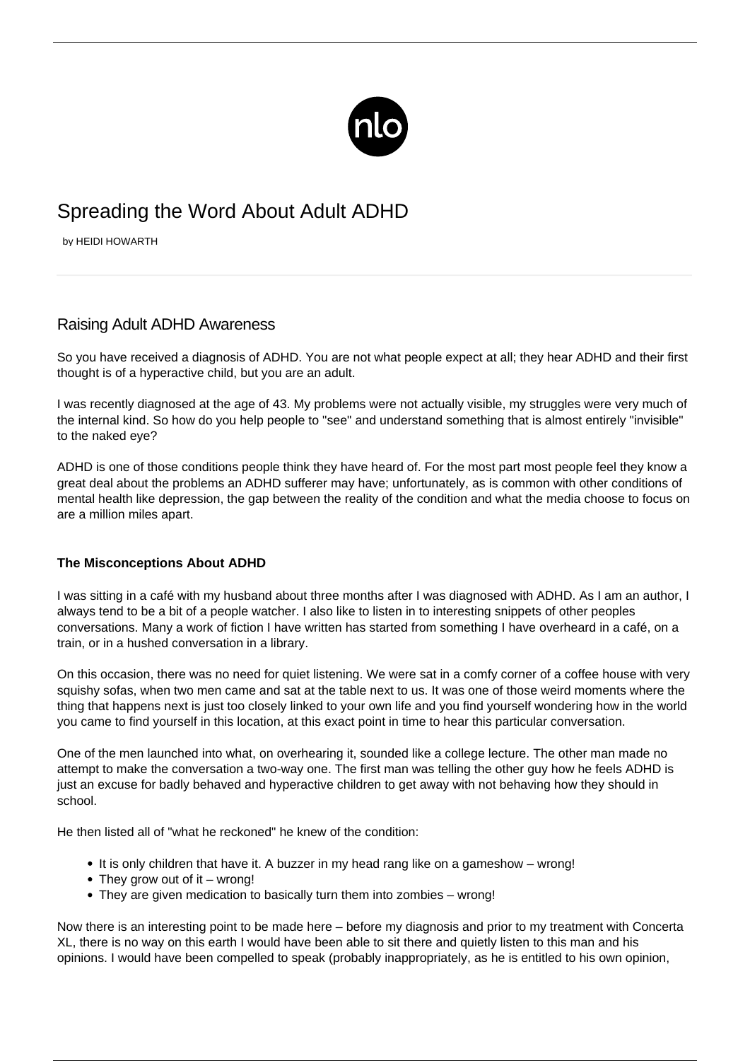# Spreading the Word About Adult ADHD

by HEIDI HOWARTH

## Raising Adult ADHD Awareness

So you have received a diagnosis of ADHD. You are not what people expect at all; they hear ADHD and their first thought is of a hyperactive child, but you are an adult.

I was recently diagnosed at the age of 43. My problems were not actually visible, my struggles were very much of the internal kind. So how do you help people to "see" and understand something that is almost entirely "invisible" to the naked eye?

ADHD is one of those conditions people think they have heard of. For the most part most people feel they know a great deal about the problems an ADHD sufferer may have; unfortunately, as is common with other conditions of mental health like depression, the gap between the reality of the condition and what the media choose to focus on are a million miles apart.

### The Misconceptions About ADHD

I was sitting in a café with my husband about three months after I was diagnosed with ADHD. As I am an author, I always tend to be a bit of a people watcher. I also like to listen in to interesting snippets of other peoples conversations. Many a work of fiction I have written has started from something I have overheard in a café, on a train, or in a hushed conversation in a library.

On this occasion, there was no need for quiet listening. We were sat in a comfy corner of a coffee house with very squishy sofas, when two men came and sat at the table next to us. It was one of those weird moments where the thing that happens next is just too closely linked to your own life and you find yourself wondering how in the world you came to find yourself in this location, at this exact point in time to hear this particular conversation.

One of the men launched into what, on overhearing it, sounded like a college lecture. The other man made no attempt to make the conversation a two-way one. The first man was telling the other guy how he feels ADHD is just an excuse for badly behaved and hyperactive children to get away with not behaving how they should in school.

He then listed all of "what he reckoned" he knew of the condition:

- It is only children that have it. A buzzer in my head rang like on a gameshow – wrong!
- They grow out of it – wrong!
- They are given medication to basically turn them into zombies – wrong!

Now there is an interesting point to be made here – before my diagnosis and prior to my treatment with Concerta XL, there is no way on this earth I would have been able to sit there and quietly listen to this man and his opinions. I would have been compelled to speak (probably inappropriately, as he is entitled to his own opinion,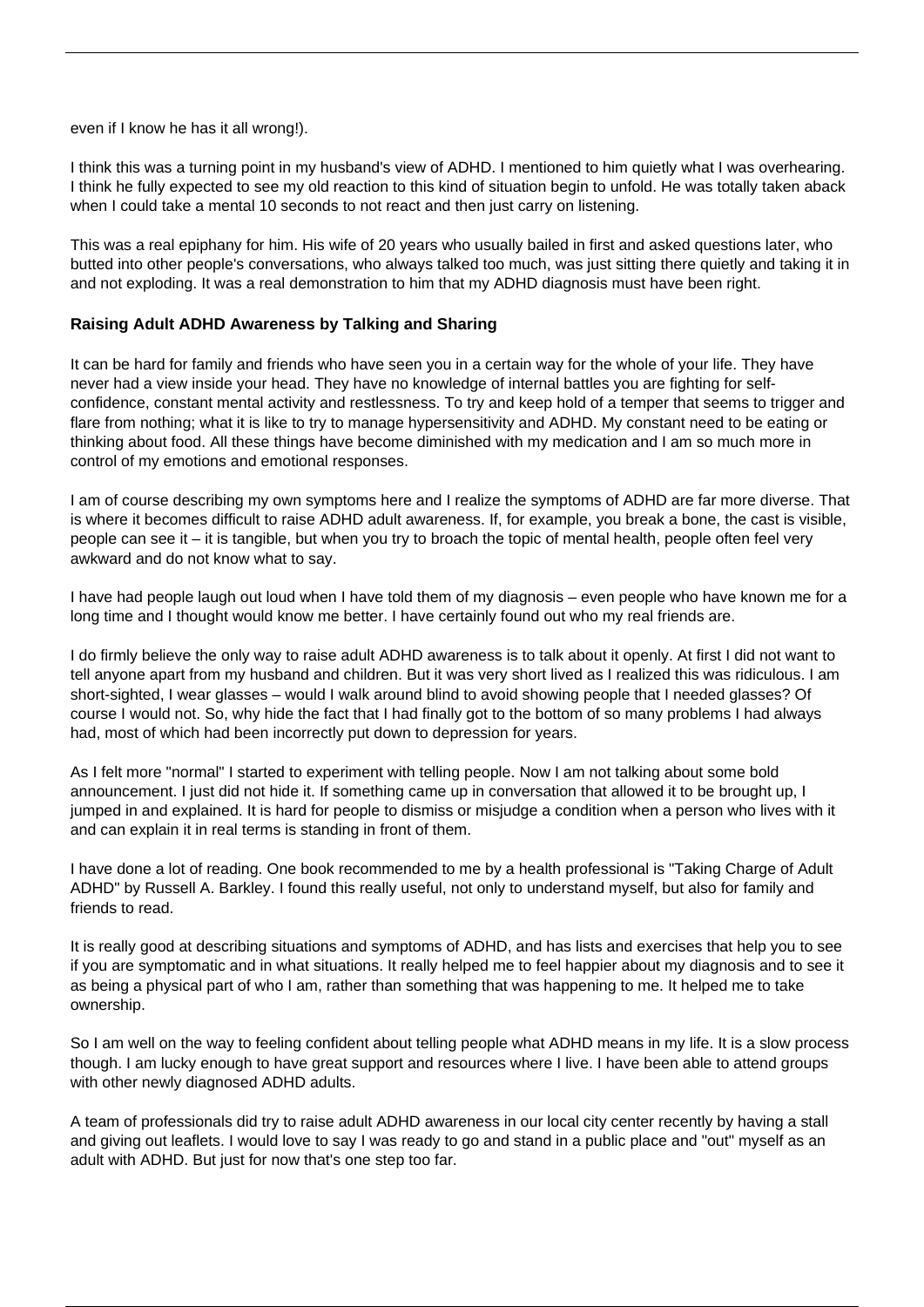even if I know he has it all wrong!).

I think this was a turning point in my husband's view of ADHD. I mentioned to him quietly what I was overhearing. I think he fully expected to see my old reaction to this kind of situation begin to unfold. He was totally taken aback when I could take a mental 10 seconds to not react and then just carry on listening.

This was a real epiphany for him. His wife of 20 years who usually bailed in first and asked questions later, who butted into other people's conversations, who always talked too much, was just sitting there quietly and taking it in and not exploding. It was a real demonstration to him that my ADHD diagnosis must have been right.

**Raising Adult ADHD Awareness by Talking and Sharing**

It can be hard for family and friends who have seen you in a certain way for the whole of your life. They have never had a view inside your head. They have no knowledge of internal battles you are fighting for self-confidence, constant mental activity and restlessness. To try and keep hold of a temper that seems to trigger and flare from nothing; what it is like to try to manage hypersensitivity and ADHD. My constant need to be eating or thinking about food. All these things have become diminished with my medication and I am so much more in control of my emotions and emotional responses.

I am of course describing my own symptoms here and I realize the symptoms of ADHD are far more diverse. That is where it becomes difficult to raise ADHD adult awareness. If, for example, you break a bone, the cast is visible, people can see it – it is tangible, but when you try to broach the topic of mental health, people often feel very awkward and do not know what to say.

I have had people laugh out loud when I have told them of my diagnosis – even people who have known me for a long time and I thought would know me better. I have certainly found out who my real friends are.

I do firmly believe the only way to raise adult ADHD awareness is to talk about it openly. At first I did not want to tell anyone apart from my husband and children. But it was very short lived as I realized this was ridiculous. I am short-sighted, I wear glasses – would I walk around blind to avoid showing people that I needed glasses? Of course I would not. So, why hide the fact that I had finally got to the bottom of so many problems I had always had, most of which had been incorrectly put down to depression for years.

As I felt more "normal" I started to experiment with telling people. Now I am not talking about some bold announcement. I just did not hide it. If something came up in conversation that allowed it to be brought up, I jumped in and explained. It is hard for people to dismiss or misjudge a condition when a person who lives with it and can explain it in real terms is standing in front of them.

I have done a lot of reading. One book recommended to me by a health professional is "Taking Charge of Adult ADHD" by Russell A. Barkley. I found this really useful, not only to understand myself, but also for family and friends to read.

It is really good at describing situations and symptoms of ADHD, and has lists and exercises that help you to see if you are symptomatic and in what situations. It really helped me to feel happier about my diagnosis and to see it as being a physical part of who I am, rather than something that was happening to me. It helped me to take ownership.

So I am well on the way to feeling confident about telling people what ADHD means in my life. It is a slow process though. I am lucky enough to have great support and resources where I live. I have been able to attend groups with other newly diagnosed ADHD adults.

A team of professionals did try to raise adult ADHD awareness in our local city center recently by having a stall and giving out leaflets. I would love to say I was ready to go and stand in a public place and "out" myself as an adult with ADHD. But just for now that's one step too far.